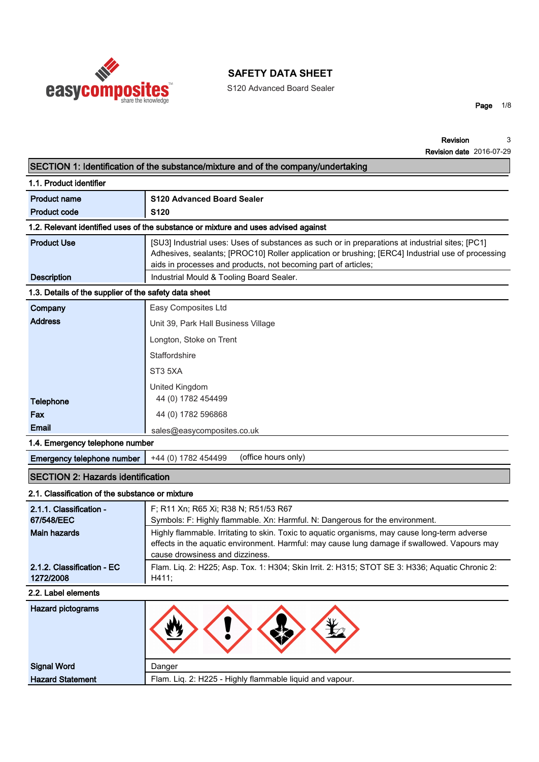# SAFETY DATA SHEET

S120 Advanced Board Sealer

**Revision** 3
**Revision date** 2016-07-29

## SECTION 1: Identification of the substance/mixture and of the company/undertaking

### 1.1. Product identifier

| | |
|---|---|
| **Product name** | **S120 Advanced Board Sealer** |
| **Product code** | **S120** |

### 1.2. Relevant identified uses of the substance or mixture and uses advised against

| | |
|---|---|
| **Product Use** | [SU3] Industrial uses: Uses of substances as such or in preparations at industrial sites; [PC1] Adhesives, sealants; [PROC10] Roller application or brushing; [ERC4] Industrial use of processing aids in processes and products, not becoming part of articles; |
| **Description** | Industrial Mould & Tooling Board Sealer. |

### 1.3. Details of the supplier of the safety data sheet

| | |
|---|---|
| **Company** | Easy Composites Ltd |
| **Address** | Unit 39, Park Hall Business Village<br>Longton, Stoke on Trent<br>Staffordshire<br>ST3 5XA<br>United Kingdom |
| **Telephone** | 44 (0) 1782 454499 |
| **Fax** | 44 (0) 1782 596868 |
| **Email** | sales@easycomposites.co.uk |

### 1.4. Emergency telephone number

| | |
|---|---|
| **Emergency telephone number** | +44 (0) 1782 454499 (office hours only) |

## SECTION 2: Hazards identification

### 2.1. Classification of the substance or mixture

| | |
|---|---|
| **2.1.1. Classification - 67/548/EEC** | F; R11 Xn; R65 Xi; R38 N; R51/53 R67<br>Symbols: F: Highly flammable. Xn: Harmful. N: Dangerous for the environment. |
| **Main hazards** | Highly flammable. Irritating to skin. Toxic to aquatic organisms, may cause long-term adverse effects in the aquatic environment. Harmful: may cause lung damage if swallowed. Vapours may cause drowsiness and dizziness. |
| **2.1.2. Classification - EC 1272/2008** | Flam. Liq. 2: H225; Asp. Tox. 1: H304; Skin Irrit. 2: H315; STOT SE 3: H336; Aquatic Chronic 2: H411; |

### 2.2. Label elements

| | |
|---|---|
| **Hazard pictograms** | |
| **Signal Word** | Danger |
| **Hazard Statement** | Flam. Liq. 2: H225 - Highly flammable liquid and vapour. |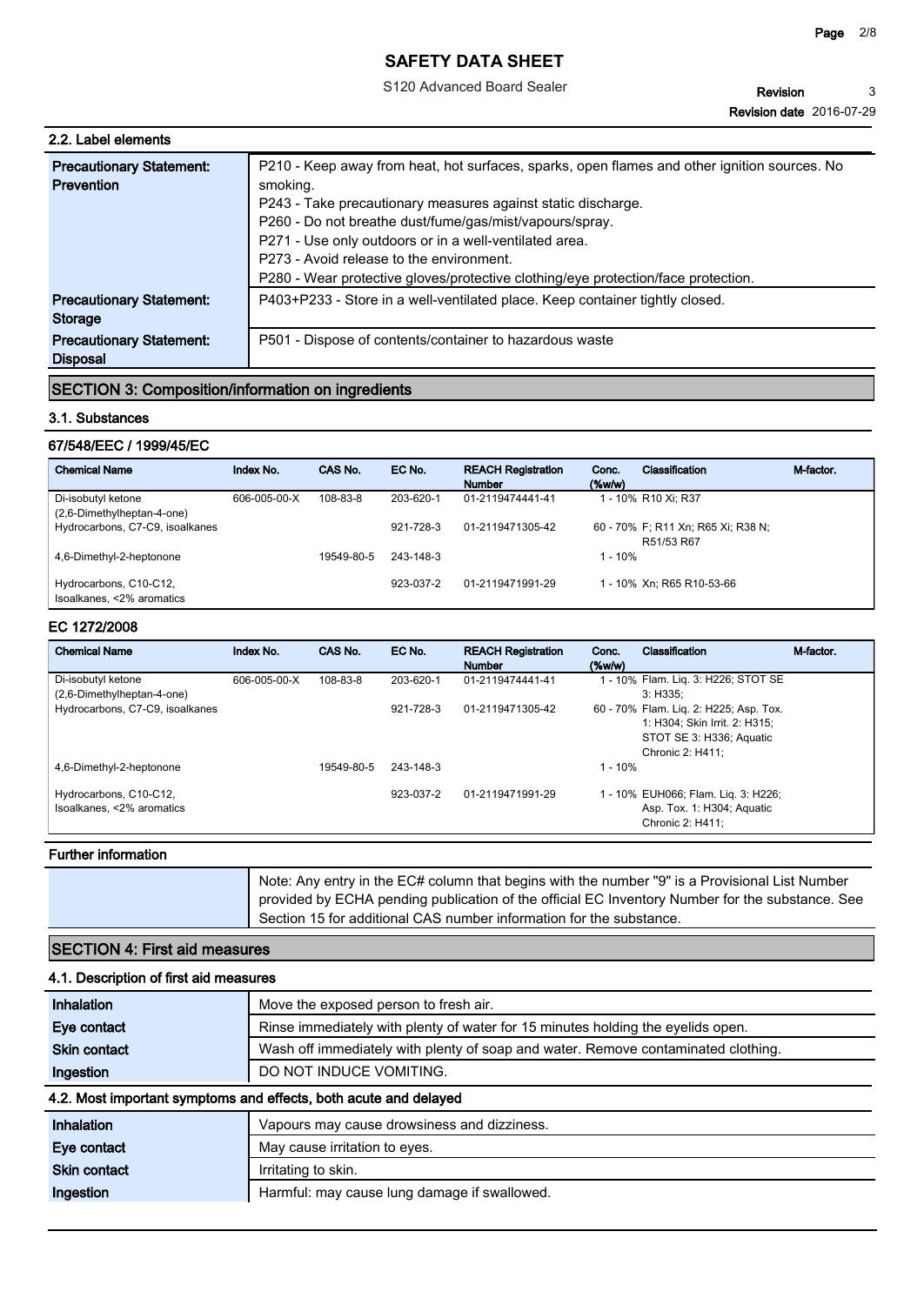### 2.2. Label elements

| | |
|---|---|
| **Precautionary Statement: Prevention** | P210 - Keep away from heat, hot surfaces, sparks, open flames and other ignition sources. No smoking.<br>P243 - Take precautionary measures against static discharge.<br>P260 - Do not breathe dust/fume/gas/mist/vapours/spray.<br>P271 - Use only outdoors or in a well-ventilated area.<br>P273 - Avoid release to the environment.<br>P280 - Wear protective gloves/protective clothing/eye protection/face protection. |
| **Precautionary Statement: Storage** | P403+P233 - Store in a well-ventilated place. Keep container tightly closed. |
| **Precautionary Statement: Disposal** | P501 - Dispose of contents/container to hazardous waste |

## SECTION 3: Composition/information on ingredients

### 3.1. Substances

### 67/548/EEC / 1999/45/EC

| Chemical Name | Index No. | CAS No. | EC No. | REACH Registration Number | Conc. (%w/w) | Classification | M-factor. |
|---|---|---|---|---|---|---|---|
| Di-isobutyl ketone (2,6-Dimethylheptan-4-one) | 606-005-00-X | 108-83-8 | 203-620-1 | 01-2119474441-41 | 1 - 10% | R10 Xi; R37 | |
| Hydrocarbons, C7-C9, isoalkanes | | | 921-728-3 | 01-2119471305-42 | 60 - 70% | F; R11 Xn; R65 Xi; R38 N; R51/53 R67 | |
| 4,6-Dimethyl-2-heptonone | | 19549-80-5 | 243-148-3 | | 1 - 10% | | |
| Hydrocarbons, C10-C12, Isoalkanes, <2% aromatics | | | 923-037-2 | 01-2119471991-29 | 1 - 10% | Xn; R65 R10-53-66 | |

### EC 1272/2008

| Chemical Name | Index No. | CAS No. | EC No. | REACH Registration Number | Conc. (%w/w) | Classification | M-factor. |
|---|---|---|---|---|---|---|---|
| Di-isobutyl ketone (2,6-Dimethylheptan-4-one) | 606-005-00-X | 108-83-8 | 203-620-1 | 01-2119474441-41 | 1 - 10% | Flam. Liq. 3: H226; STOT SE 3: H335; | |
| Hydrocarbons, C7-C9, isoalkanes | | | 921-728-3 | 01-2119471305-42 | 60 - 70% | Flam. Liq. 2: H225; Asp. Tox. 1: H304; Skin Irrit. 2: H315; STOT SE 3: H336; Aquatic Chronic 2: H411; | |
| 4,6-Dimethyl-2-heptonone | | 19549-80-5 | 243-148-3 | | 1 - 10% | | |
| Hydrocarbons, C10-C12, Isoalkanes, <2% aromatics | | | 923-037-2 | 01-2119471991-29 | 1 - 10% | EUH066; Flam. Liq. 3: H226; Asp. Tox. 1: H304; Aquatic Chronic 2: H411; | |

### Further information

Note: Any entry in the EC# column that begins with the number "9" is a Provisional List Number provided by ECHA pending publication of the official EC Inventory Number for the substance. See Section 15 for additional CAS number information for the substance.

## SECTION 4: First aid measures

### 4.1. Description of first aid measures

| | |
|---|---|
| **Inhalation** | Move the exposed person to fresh air. |
| **Eye contact** | Rinse immediately with plenty of water for 15 minutes holding the eyelids open. |
| **Skin contact** | Wash off immediately with plenty of soap and water. Remove contaminated clothing. |
| **Ingestion** | DO NOT INDUCE VOMITING. |

### 4.2. Most important symptoms and effects, both acute and delayed

| | |
|---|---|
| **Inhalation** | Vapours may cause drowsiness and dizziness. |
| **Eye contact** | May cause irritation to eyes. |
| **Skin contact** | Irritating to skin. |
| **Ingestion** | Harmful: may cause lung damage if swallowed. |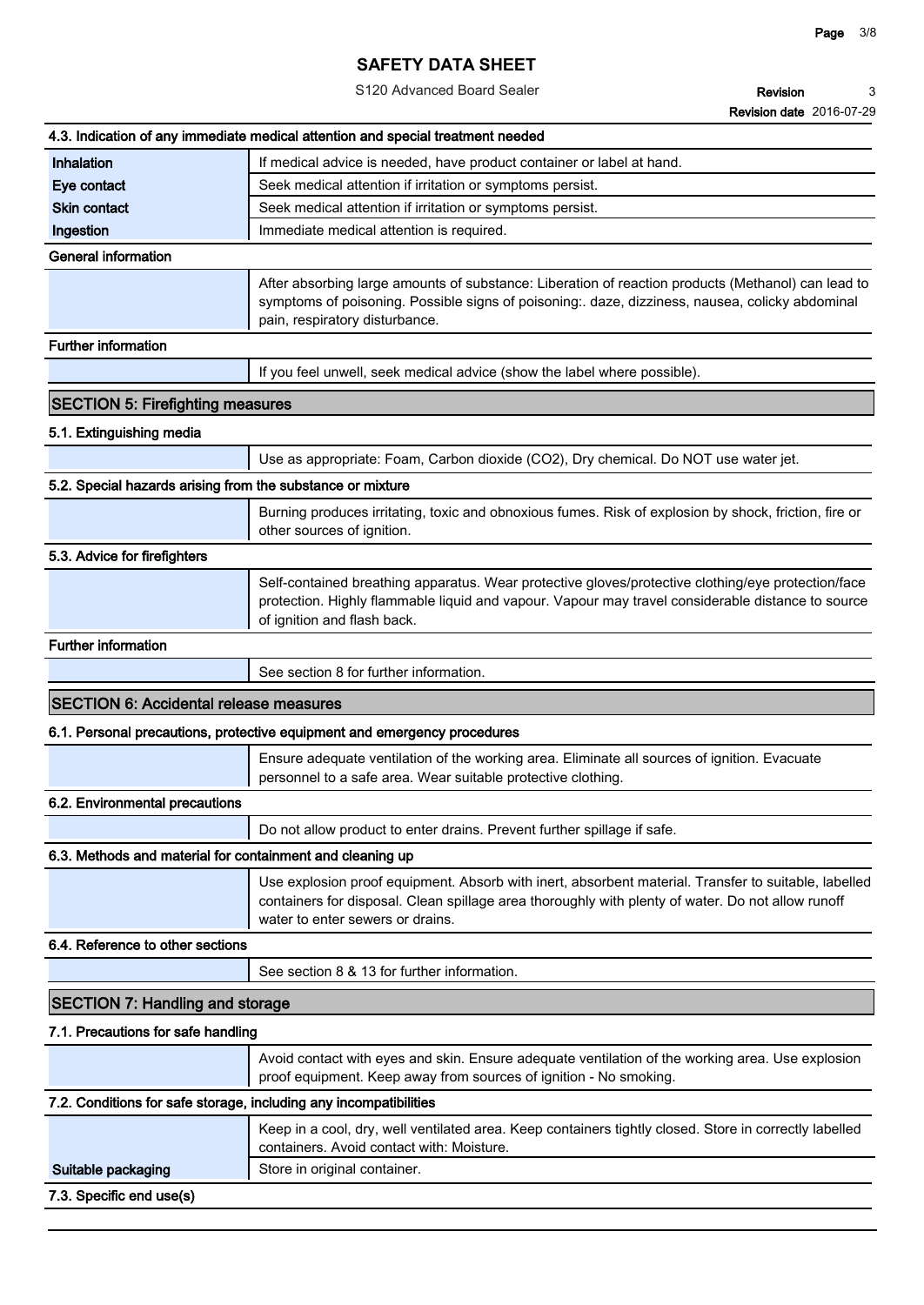### 4.3. Indication of any immediate medical attention and special treatment needed

| | |
|---|---|
| **Inhalation** | If medical advice is needed, have product container or label at hand. |
| **Eye contact** | Seek medical attention if irritation or symptoms persist. |
| **Skin contact** | Seek medical attention if irritation or symptoms persist. |
| **Ingestion** | Immediate medical attention is required. |

**General information**

After absorbing large amounts of substance: Liberation of reaction products (Methanol) can lead to symptoms of poisoning. Possible signs of poisoning:. daze, dizziness, nausea, colicky abdominal pain, respiratory disturbance.

**Further information**

If you feel unwell, seek medical advice (show the label where possible).

## SECTION 5: Firefighting measures

### 5.1. Extinguishing media

Use as appropriate: Foam, Carbon dioxide ($CO_2$), Dry chemical. Do NOT use water jet.

### 5.2. Special hazards arising from the substance or mixture

Burning produces irritating, toxic and obnoxious fumes. Risk of explosion by shock, friction, fire or other sources of ignition.

### 5.3. Advice for firefighters

Self-contained breathing apparatus. Wear protective gloves/protective clothing/eye protection/face protection. Highly flammable liquid and vapour. Vapour may travel considerable distance to source of ignition and flash back.

**Further information**

See section 8 for further information.

## SECTION 6: Accidental release measures

### 6.1. Personal precautions, protective equipment and emergency procedures

Ensure adequate ventilation of the working area. Eliminate all sources of ignition. Evacuate personnel to a safe area. Wear suitable protective clothing.

### 6.2. Environmental precautions

Do not allow product to enter drains. Prevent further spillage if safe.

### 6.3. Methods and material for containment and cleaning up

Use explosion proof equipment. Absorb with inert, absorbent material. Transfer to suitable, labelled containers for disposal. Clean spillage area thoroughly with plenty of water. Do not allow runoff water to enter sewers or drains.

### 6.4. Reference to other sections

See section 8 & 13 for further information.

## SECTION 7: Handling and storage

### 7.1. Precautions for safe handling

Avoid contact with eyes and skin. Ensure adequate ventilation of the working area. Use explosion proof equipment. Keep away from sources of ignition - No smoking.

### 7.2. Conditions for safe storage, including any incompatibilities

Keep in a cool, dry, well ventilated area. Keep containers tightly closed. Store in correctly labelled containers. Avoid contact with: Moisture.

| | |
|---|---|
| **Suitable packaging** | Store in original container. |

### 7.3. Specific end use(s)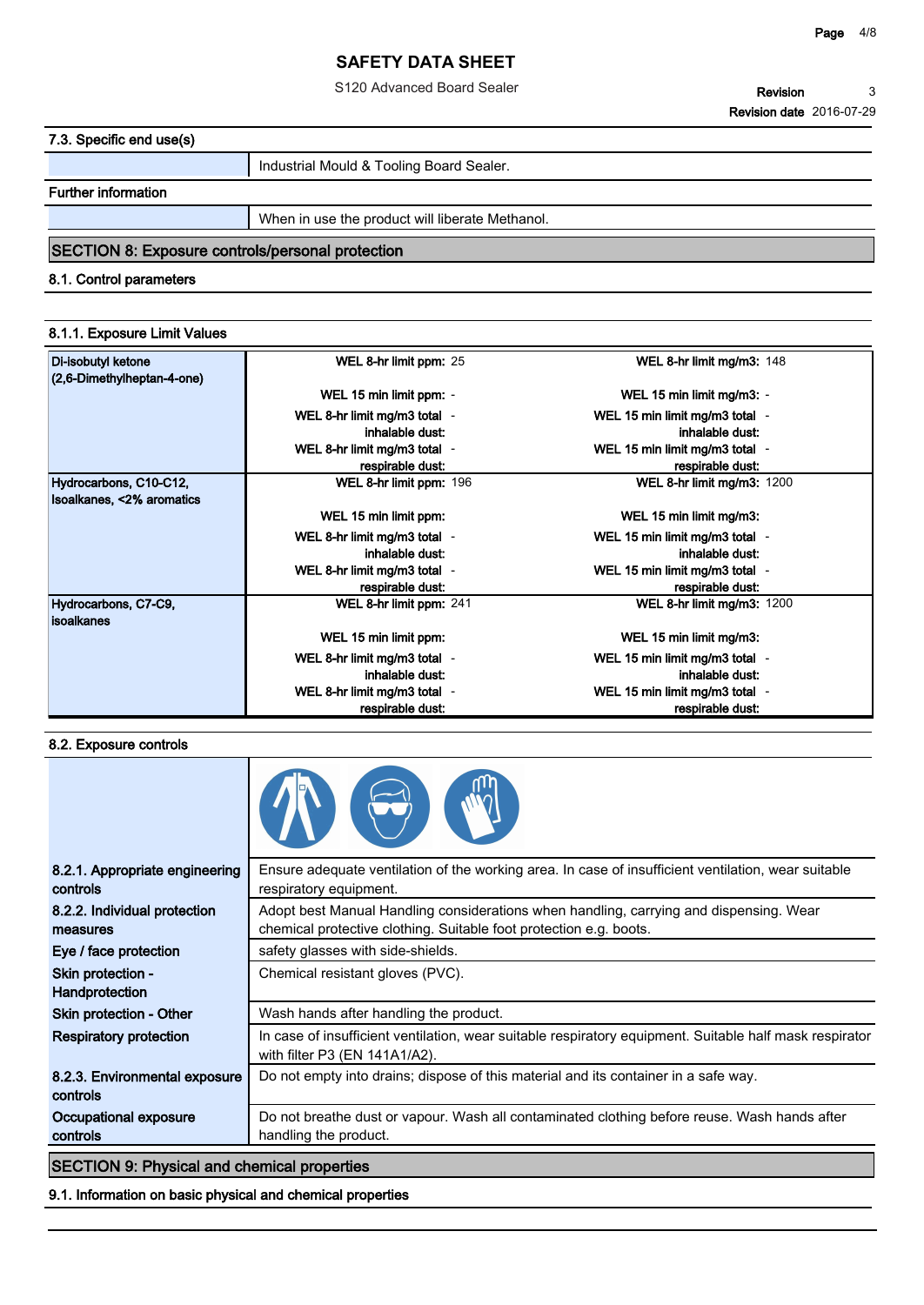### 7.3. Specific end use(s)

| | |
|---|---|
| | Industrial Mould & Tooling Board Sealer. |

### Further information

| | |
|---|---|
| | When in use the product will liberate Methanol. |

## SECTION 8: Exposure controls/personal protection

### 8.1. Control parameters

#### 8.1.1. Exposure Limit Values

| Substance | | |
|---|---|---|
| Di-isobutyl ketone (2,6-Dimethylheptan-4-one) | WEL 8-hr limit ppm: 25 | WEL 8-hr limit mg/m3: 148 |
| | WEL 15 min limit ppm: - | WEL 15 min limit mg/m3: - |
| | WEL 8-hr limit mg/m3 total inhalable dust: - | WEL 15 min limit mg/m3 total inhalable dust: - |
| | WEL 8-hr limit mg/m3 total respirable dust: - | WEL 15 min limit mg/m3 total respirable dust: - |
| Hydrocarbons, C10-C12, Isoalkanes, <2% aromatics | WEL 8-hr limit ppm: 196 | WEL 8-hr limit mg/m3: 1200 |
| | WEL 15 min limit ppm: | WEL 15 min limit mg/m3: |
| | WEL 8-hr limit mg/m3 total inhalable dust: - | WEL 15 min limit mg/m3 total inhalable dust: - |
| | WEL 8-hr limit mg/m3 total respirable dust: - | WEL 15 min limit mg/m3 total respirable dust: - |
| Hydrocarbons, C7-C9, isoalkanes | WEL 8-hr limit ppm: 241 | WEL 8-hr limit mg/m3: 1200 |
| | WEL 15 min limit ppm: | WEL 15 min limit mg/m3: |
| | WEL 8-hr limit mg/m3 total inhalable dust: - | WEL 15 min limit mg/m3 total inhalable dust: - |
| | WEL 8-hr limit mg/m3 total respirable dust: - | WEL 15 min limit mg/m3 total respirable dust: - |

### 8.2. Exposure controls

| | |
|---|---|
| 8.2.1. Appropriate engineering controls | Ensure adequate ventilation of the working area. In case of insufficient ventilation, wear suitable respiratory equipment. |
| 8.2.2. Individual protection measures | Adopt best Manual Handling considerations when handling, carrying and dispensing. Wear chemical protective clothing. Suitable foot protection e.g. boots. |
| Eye / face protection | safety glasses with side-shields. |
| Skin protection - Handprotection | Chemical resistant gloves (PVC). |
| Skin protection - Other | Wash hands after handling the product. |
| Respiratory protection | In case of insufficient ventilation, wear suitable respiratory equipment. Suitable half mask respirator with filter P3 (EN 141A1/A2). |
| 8.2.3. Environmental exposure controls | Do not empty into drains; dispose of this material and its container in a safe way. |
| Occupational exposure controls | Do not breathe dust or vapour. Wash all contaminated clothing before reuse. Wash hands after handling the product. |

## SECTION 9: Physical and chemical properties

### 9.1. Information on basic physical and chemical properties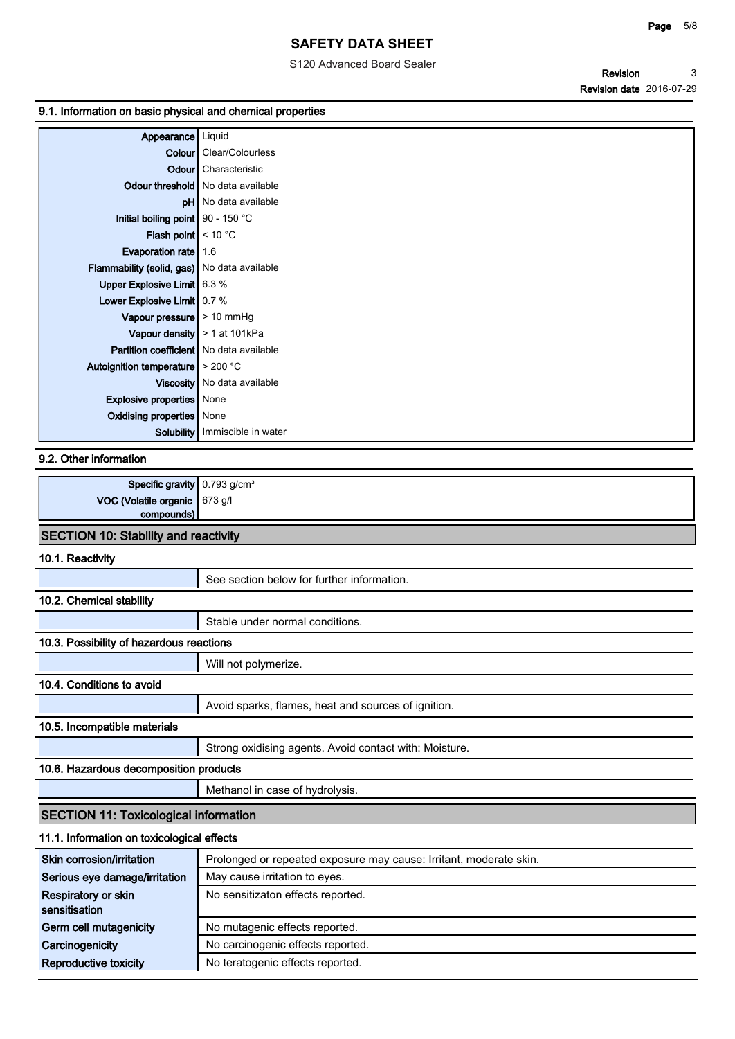### 9.1. Information on basic physical and chemical properties

| | |
|---|---|
| **Appearance** | Liquid |
| **Colour** | Clear/Colourless |
| **Odour** | Characteristic |
| **Odour threshold** | No data available |
| **pH** | No data available |
| **Initial boiling point** | 90 - 150 °C |
| **Flash point** | < 10 °C |
| **Evaporation rate** | 1.6 |
| **Flammability (solid, gas)** | No data available |
| **Upper Explosive Limit** | 6.3 % |
| **Lower Explosive Limit** | 0.7 % |
| **Vapour pressure** | > 10 mmHg |
| **Vapour density** | > 1 at 101kPa |
| **Partition coefficient** | No data available |
| **Autoignition temperature** | > 200 °C |
| **Viscosity** | No data available |
| **Explosive properties** | None |
| **Oxidising properties** | None |
| **Solubility** | Immiscible in water |

### 9.2. Other information

| | |
|---|---|
| **Specific gravity** | 0.793 g/cm³ |
| **VOC (Volatile organic compounds)** | 673 g/l |

## SECTION 10: Stability and reactivity

### 10.1. Reactivity

See section below for further information.

### 10.2. Chemical stability

Stable under normal conditions.

### 10.3. Possibility of hazardous reactions

Will not polymerize.

### 10.4. Conditions to avoid

Avoid sparks, flames, heat and sources of ignition.

### 10.5. Incompatible materials

Strong oxidising agents. Avoid contact with: Moisture.

### 10.6. Hazardous decomposition products

Methanol in case of hydrolysis.

## SECTION 11: Toxicological information

### 11.1. Information on toxicological effects

| | |
|---|---|
| **Skin corrosion/irritation** | Prolonged or repeated exposure may cause: Irritant, moderate skin. |
| **Serious eye damage/irritation** | May cause irritation to eyes. |
| **Respiratory or skin sensitisation** | No sensitizaton effects reported. |
| **Germ cell mutagenicity** | No mutagenic effects reported. |
| **Carcinogenicity** | No carcinogenic effects reported. |
| **Reproductive toxicity** | No teratogenic effects reported. |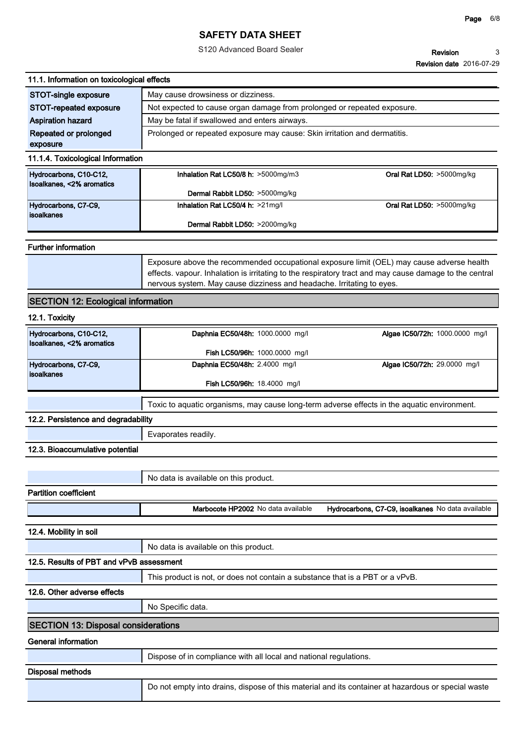#### 11.1. Information on toxicological effects

| | |
|---|---|
| **STOT-single exposure** | May cause drowsiness or dizziness. |
| **STOT-repeated exposure** | Not expected to cause organ damage from prolonged or repeated exposure. |
| **Aspiration hazard** | May be fatal if swallowed and enters airways. |
| **Repeated or prolonged exposure** | Prolonged or repeated exposure may cause: Skin irritation and dermatitis. |

#### 11.1.4. Toxicological Information

| | | |
|---|---|---|
| **Hydrocarbons, C10-C12, Isoalkanes, <2% aromatics** | **Inhalation Rat LC50/8 h:** >5000mg/m3 | **Oral Rat LD50:** >5000mg/kg |
| | **Dermal Rabbit LD50:** >5000mg/kg | |
| **Hydrocarbons, C7-C9, isoalkanes** | **Inhalation Rat LC50/4 h:** >21mg/l | **Oral Rat LD50:** >5000mg/kg |
| | **Dermal Rabbit LD50:** >2000mg/kg | |

#### Further information

Exposure above the recommended occupational exposure limit (OEL) may cause adverse health effects. vapour. Inhalation is irritating to the respiratory tract and may cause damage to the central nervous system. May cause dizziness and headache. Irritating to eyes.

## SECTION 12: Ecological information

#### 12.1. Toxicity

| | | |
|---|---|---|
| **Hydrocarbons, C10-C12, Isoalkanes, <2% aromatics** | **Daphnia EC50/48h:** 1000.0000 mg/l | **Algae IC50/72h:** 1000.0000 mg/l |
| | **Fish LC50/96h:** 1000.0000 mg/l | |
| **Hydrocarbons, C7-C9, isoalkanes** | **Daphnia EC50/48h:** 2.4000 mg/l | **Algae IC50/72h:** 29.0000 mg/l |
| | **Fish LC50/96h:** 18.4000 mg/l | |

Toxic to aquatic organisms, may cause long-term adverse effects in the aquatic environment.

#### 12.2. Persistence and degradability

Evaporates readily.

#### 12.3. Bioaccumulative potential

No data is available on this product.

#### Partition coefficient

| | |
|---|---|
| **Marbocote HP2002** No data available | **Hydrocarbons, C7-C9, isoalkanes** No data available |

#### 12.4. Mobility in soil

No data is available on this product.

#### 12.5. Results of PBT and vPvB assessment

This product is not, or does not contain a substance that is a PBT or a vPvB.

#### 12.6. Other adverse effects

No Specific data.

## SECTION 13: Disposal considerations

#### General information

Dispose of in compliance with all local and national regulations.

#### Disposal methods

Do not empty into drains, dispose of this material and its container at hazardous or special waste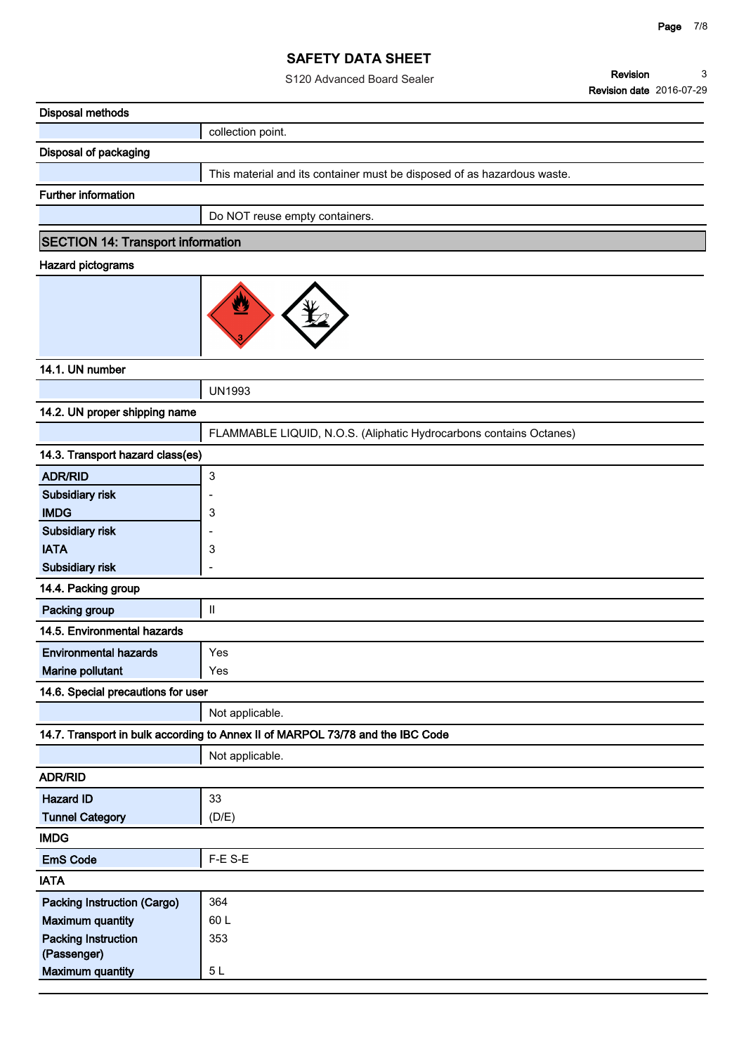#### Disposal methods

collection point.

#### Disposal of packaging

This material and its container must be disposed of as hazardous waste.

#### Further information

Do NOT reuse empty containers.

## SECTION 14: Transport information

#### Hazard pictograms

#### 14.1. UN number

UN1993

#### 14.2. UN proper shipping name

FLAMMABLE LIQUID, N.O.S. (Aliphatic Hydrocarbons contains Octanes)

#### 14.3. Transport hazard class(es)

| | |
|---|---|
| **ADR/RID** | 3 |
| **Subsidiary risk** | - |
| **IMDG** | 3 |
| **Subsidiary risk** | - |
| **IATA** | 3 |
| **Subsidiary risk** | - |

#### 14.4. Packing group

| | |
|---|---|
| **Packing group** | II |

#### 14.5. Environmental hazards

| | |
|---|---|
| **Environmental hazards** | Yes |
| **Marine pollutant** | Yes |

#### 14.6. Special precautions for user

Not applicable.

#### 14.7. Transport in bulk according to Annex II of MARPOL 73/78 and the IBC Code

Not applicable.

#### ADR/RID

| | |
|---|---|
| **Hazard ID** | 33 |
| **Tunnel Category** | (D/E) |

#### IMDG

| | |
|---|---|
| **EmS Code** | F-E S-E |

#### IATA

| | |
|---|---|
| **Packing Instruction (Cargo)** | 364 |
| **Maximum quantity** | 60 L |
| **Packing Instruction (Passenger)** | 353 |
| **Maximum quantity** | 5 L |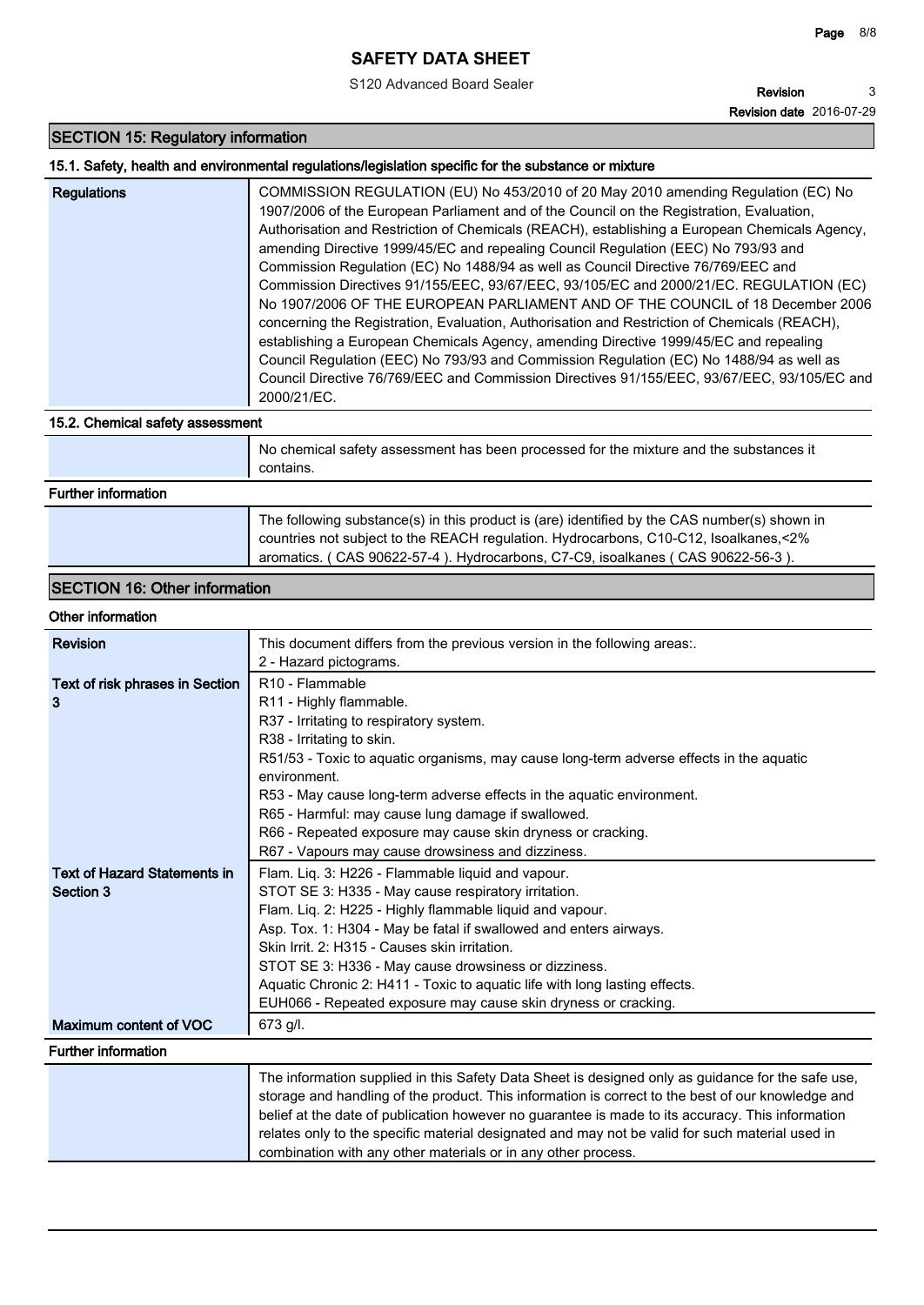## SECTION 15: Regulatory information

### 15.1. Safety, health and environmental regulations/legislation specific for the substance or mixture

| | |
|---|---|
| Regulations | COMMISSION REGULATION (EU) No 453/2010 of 20 May 2010 amending Regulation (EC) No 1907/2006 of the European Parliament and of the Council on the Registration, Evaluation, Authorisation and Restriction of Chemicals (REACH), establishing a European Chemicals Agency, amending Directive 1999/45/EC and repealing Council Regulation (EEC) No 793/93 and Commission Regulation (EC) No 1488/94 as well as Council Directive 76/769/EEC and Commission Directives 91/155/EEC, 93/67/EEC, 93/105/EC and 2000/21/EC. REGULATION (EC) No 1907/2006 OF THE EUROPEAN PARLIAMENT AND OF THE COUNCIL of 18 December 2006 concerning the Registration, Evaluation, Authorisation and Restriction of Chemicals (REACH), establishing a European Chemicals Agency, amending Directive 1999/45/EC and repealing Council Regulation (EEC) No 793/93 and Commission Regulation (EC) No 1488/94 as well as Council Directive 76/769/EEC and Commission Directives 91/155/EEC, 93/67/EEC, 93/105/EC and 2000/21/EC. |

### 15.2. Chemical safety assessment

No chemical safety assessment has been processed for the mixture and the substances it contains.

**Further information**

The following substance(s) in this product is (are) identified by the CAS number(s) shown in countries not subject to the REACH regulation. Hydrocarbons, C10-C12, Isoalkanes,<2% aromatics. ( CAS 90622-57-4 ). Hydrocarbons, C7-C9, isoalkanes ( CAS 90622-56-3 ).

## SECTION 16: Other information

**Other information**

| | |
|---|---|
| Revision | This document differs from the previous version in the following areas:.<br>2 - Hazard pictograms. |
| Text of risk phrases in Section 3 | R10 - Flammable<br>R11 - Highly flammable.<br>R37 - Irritating to respiratory system.<br>R38 - Irritating to skin.<br>R51/53 - Toxic to aquatic organisms, may cause long-term adverse effects in the aquatic environment.<br>R53 - May cause long-term adverse effects in the aquatic environment.<br>R65 - Harmful: may cause lung damage if swallowed.<br>R66 - Repeated exposure may cause skin dryness or cracking.<br>R67 - Vapours may cause drowsiness and dizziness. |
| Text of Hazard Statements in Section 3 | Flam. Liq. 3: H226 - Flammable liquid and vapour.<br>STOT SE 3: H335 - May cause respiratory irritation.<br>Flam. Liq. 2: H225 - Highly flammable liquid and vapour.<br>Asp. Tox. 1: H304 - May be fatal if swallowed and enters airways.<br>Skin Irrit. 2: H315 - Causes skin irritation.<br>STOT SE 3: H336 - May cause drowsiness or dizziness.<br>Aquatic Chronic 2: H411 - Toxic to aquatic life with long lasting effects.<br>EUH066 - Repeated exposure may cause skin dryness or cracking. |
| Maximum content of VOC | 673 g/l. |

**Further information**

The information supplied in this Safety Data Sheet is designed only as guidance for the safe use, storage and handling of the product. This information is correct to the best of our knowledge and belief at the date of publication however no guarantee is made to its accuracy. This information relates only to the specific material designated and may not be valid for such material used in combination with any other materials or in any other process.